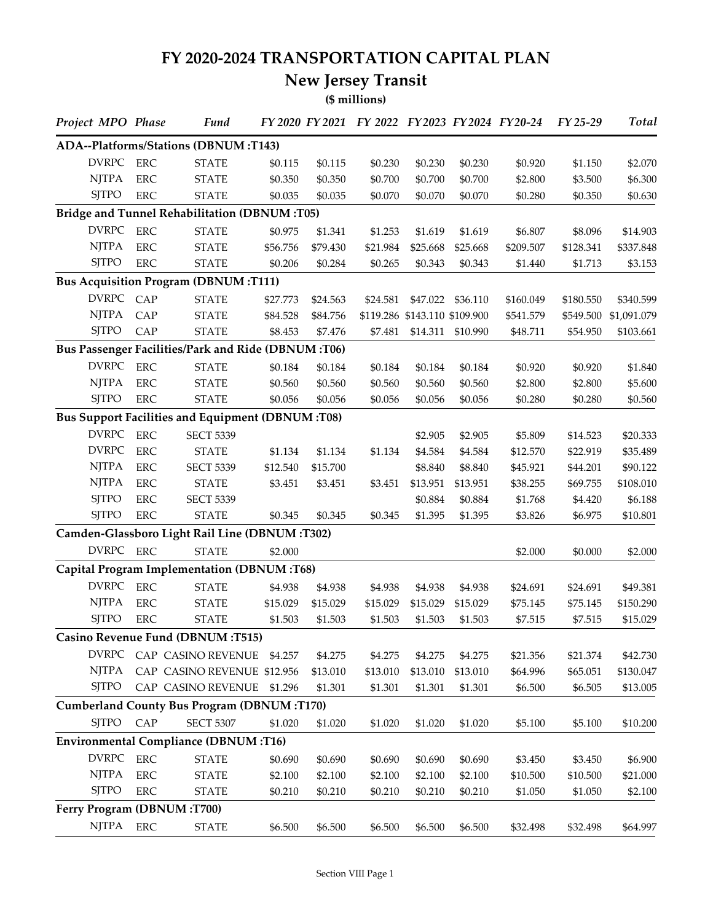# FY 2020-2024 TRANSPORTATION CAPITAL PLAN

## New Jersey Transit

**($ millions)**

| Project | MPO | Phase | Fund | FY 2020 | FY 2021 | FY 2022 | FY2023 | FY2024 | FY20-24 | FY 25-29 | Total |
|---|---|---|---|---|---|---|---|---|---|---|---|
| **ADA--Platforms/Stations (DBNUM :T143)** | | | | | | | | | | | |
| | DVRPC | ERC | STATE | $0.115 | $0.115 | $0.230 | $0.230 | $0.230 | $0.920 | $1.150 | $2.070 |
| | NJTPA | ERC | STATE | $0.350 | $0.350 | $0.700 | $0.700 | $0.700 | $2.800 | $3.500 | $6.300 |
| | SJTPO | ERC | STATE | $0.035 | $0.035 | $0.070 | $0.070 | $0.070 | $0.280 | $0.350 | $0.630 |
| **Bridge and Tunnel Rehabilitation (DBNUM :T05)** | | | | | | | | | | | |
| | DVRPC | ERC | STATE | $0.975 | $1.341 | $1.253 | $1.619 | $1.619 | $6.807 | $8.096 | $14.903 |
| | NJTPA | ERC | STATE | $56.756 | $79.430 | $21.984 | $25.668 | $25.668 | $209.507 | $128.341 | $337.848 |
| | SJTPO | ERC | STATE | $0.206 | $0.284 | $0.265 | $0.343 | $0.343 | $1.440 | $1.713 | $3.153 |
| **Bus Acquisition Program (DBNUM :T111)** | | | | | | | | | | | |
| | DVRPC | CAP | STATE | $27.773 | $24.563 | $24.581 | $47.022 | $36.110 | $160.049 | $180.550 | $340.599 |
| | NJTPA | CAP | STATE | $84.528 | $84.756 | $119.286 | $143.110 | $109.900 | $541.579 | $549.500 | $1,091.079 |
| | SJTPO | CAP | STATE | $8.453 | $7.476 | $7.481 | $14.311 | $10.990 | $48.711 | $54.950 | $103.661 |
| **Bus Passenger Facilities/Park and Ride (DBNUM :T06)** | | | | | | | | | | | |
| | DVRPC | ERC | STATE | $0.184 | $0.184 | $0.184 | $0.184 | $0.184 | $0.920 | $0.920 | $1.840 |
| | NJTPA | ERC | STATE | $0.560 | $0.560 | $0.560 | $0.560 | $0.560 | $2.800 | $2.800 | $5.600 |
| | SJTPO | ERC | STATE | $0.056 | $0.056 | $0.056 | $0.056 | $0.056 | $0.280 | $0.280 | $0.560 |
| **Bus Support Facilities and Equipment (DBNUM :T08)** | | | | | | | | | | | |
| | DVRPC | ERC | SECT 5339 | | | | $2.905 | $2.905 | $5.809 | $14.523 | $20.333 |
| | DVRPC | ERC | STATE | $1.134 | $1.134 | $1.134 | $4.584 | $4.584 | $12.570 | $22.919 | $35.489 |
| | NJTPA | ERC | SECT 5339 | $12.540 | $15.700 | | $8.840 | $8.840 | $45.921 | $44.201 | $90.122 |
| | NJTPA | ERC | STATE | $3.451 | $3.451 | $3.451 | $13.951 | $13.951 | $38.255 | $69.755 | $108.010 |
| | SJTPO | ERC | SECT 5339 | | | | $0.884 | $0.884 | $1.768 | $4.420 | $6.188 |
| | SJTPO | ERC | STATE | $0.345 | $0.345 | $0.345 | $1.395 | $1.395 | $3.826 | $6.975 | $10.801 |
| **Camden-Glassboro Light Rail Line (DBNUM :T302)** | | | | | | | | | | | |
| | DVRPC | ERC | STATE | $2.000 | | | | | $2.000 | $0.000 | $2.000 |
| **Capital Program Implementation (DBNUM :T68)** | | | | | | | | | | | |
| | DVRPC | ERC | STATE | $4.938 | $4.938 | $4.938 | $4.938 | $4.938 | $24.691 | $24.691 | $49.381 |
| | NJTPA | ERC | STATE | $15.029 | $15.029 | $15.029 | $15.029 | $15.029 | $75.145 | $75.145 | $150.290 |
| | SJTPO | ERC | STATE | $1.503 | $1.503 | $1.503 | $1.503 | $1.503 | $7.515 | $7.515 | $15.029 |
| **Casino Revenue Fund (DBNUM :T515)** | | | | | | | | | | | |
| | DVRPC | CAP | CASINO REVENUE | $4.257 | $4.275 | $4.275 | $4.275 | $4.275 | $21.356 | $21.374 | $42.730 |
| | NJTPA | CAP | CASINO REVENUE | $12.956 | $13.010 | $13.010 | $13.010 | $13.010 | $64.996 | $65.051 | $130.047 |
| | SJTPO | CAP | CASINO REVENUE | $1.296 | $1.301 | $1.301 | $1.301 | $1.301 | $6.500 | $6.505 | $13.005 |
| **Cumberland County Bus Program (DBNUM :T170)** | | | | | | | | | | | |
| | SJTPO | CAP | SECT 5307 | $1.020 | $1.020 | $1.020 | $1.020 | $1.020 | $5.100 | $5.100 | $10.200 |
| **Environmental Compliance (DBNUM :T16)** | | | | | | | | | | | |
| | DVRPC | ERC | STATE | $0.690 | $0.690 | $0.690 | $0.690 | $0.690 | $3.450 | $3.450 | $6.900 |
| | NJTPA | ERC | STATE | $2.100 | $2.100 | $2.100 | $2.100 | $2.100 | $10.500 | $10.500 | $21.000 |
| | SJTPO | ERC | STATE | $0.210 | $0.210 | $0.210 | $0.210 | $0.210 | $1.050 | $1.050 | $2.100 |
| **Ferry Program (DBNUM :T700)** | | | | | | | | | | | |
| | NJTPA | ERC | STATE | $6.500 | $6.500 | $6.500 | $6.500 | $6.500 | $32.498 | $32.498 | $64.997 |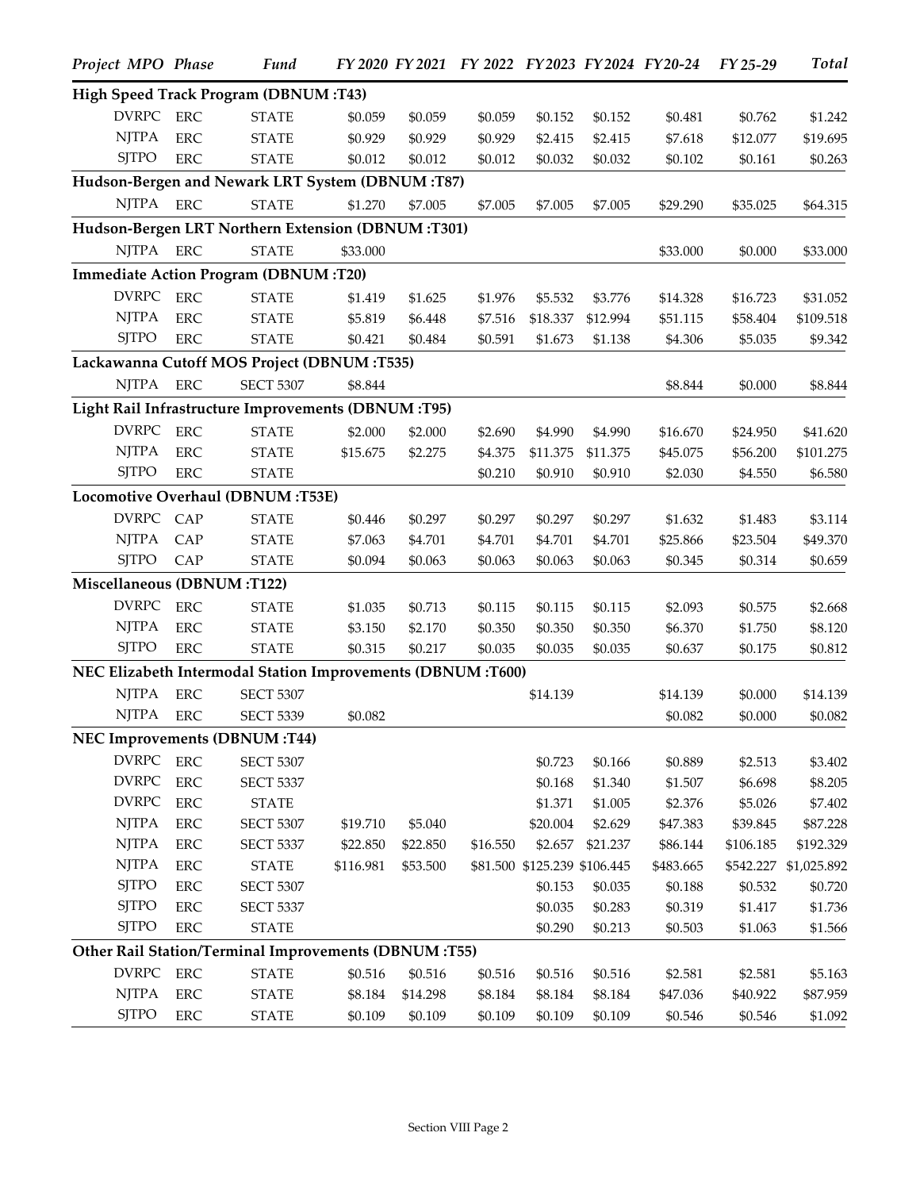| Project MPO | Phase | Fund | FY 2020 | FY 2021 | FY 2022 | FY2023 | FY2024 | FY20-24 | FY 25-29 | Total |
|---|---|---|---|---|---|---|---|---|---|---|
| **High Speed Track Program (DBNUM :T43)** | | | | | | | | | | |
| DVRPC | ERC | STATE | $0.059 | $0.059 | $0.059 | $0.152 | $0.152 | $0.481 | $0.762 | $1.242 |
| NJTPA | ERC | STATE | $0.929 | $0.929 | $0.929 | $2.415 | $2.415 | $7.618 | $12.077 | $19.695 |
| SJTPO | ERC | STATE | $0.012 | $0.012 | $0.012 | $0.032 | $0.032 | $0.102 | $0.161 | $0.263 |
| **Hudson-Bergen and Newark LRT System (DBNUM :T87)** | | | | | | | | | | |
| NJTPA | ERC | STATE | $1.270 | $7.005 | $7.005 | $7.005 | $7.005 | $29.290 | $35.025 | $64.315 |
| **Hudson-Bergen LRT Northern Extension (DBNUM :T301)** | | | | | | | | | | |
| NJTPA | ERC | STATE | $33.000 | | | | | $33.000 | $0.000 | $33.000 |
| **Immediate Action Program (DBNUM :T20)** | | | | | | | | | | |
| DVRPC | ERC | STATE | $1.419 | $1.625 | $1.976 | $5.532 | $3.776 | $14.328 | $16.723 | $31.052 |
| NJTPA | ERC | STATE | $5.819 | $6.448 | $7.516 | $18.337 | $12.994 | $51.115 | $58.404 | $109.518 |
| SJTPO | ERC | STATE | $0.421 | $0.484 | $0.591 | $1.673 | $1.138 | $4.306 | $5.035 | $9.342 |
| **Lackawanna Cutoff MOS Project (DBNUM :T535)** | | | | | | | | | | |
| NJTPA | ERC | SECT 5307 | $8.844 | | | | | $8.844 | $0.000 | $8.844 |
| **Light Rail Infrastructure Improvements (DBNUM :T95)** | | | | | | | | | | |
| DVRPC | ERC | STATE | $2.000 | $2.000 | $2.690 | $4.990 | $4.990 | $16.670 | $24.950 | $41.620 |
| NJTPA | ERC | STATE | $15.675 | $2.275 | $4.375 | $11.375 | $11.375 | $45.075 | $56.200 | $101.275 |
| SJTPO | ERC | STATE | | | $0.210 | $0.910 | $0.910 | $2.030 | $4.550 | $6.580 |
| **Locomotive Overhaul (DBNUM :T53E)** | | | | | | | | | | |
| DVRPC | CAP | STATE | $0.446 | $0.297 | $0.297 | $0.297 | $0.297 | $1.632 | $1.483 | $3.114 |
| NJTPA | CAP | STATE | $7.063 | $4.701 | $4.701 | $4.701 | $4.701 | $25.866 | $23.504 | $49.370 |
| SJTPO | CAP | STATE | $0.094 | $0.063 | $0.063 | $0.063 | $0.063 | $0.345 | $0.314 | $0.659 |
| **Miscellaneous (DBNUM :T122)** | | | | | | | | | | |
| DVRPC | ERC | STATE | $1.035 | $0.713 | $0.115 | $0.115 | $0.115 | $2.093 | $0.575 | $2.668 |
| NJTPA | ERC | STATE | $3.150 | $2.170 | $0.350 | $0.350 | $0.350 | $6.370 | $1.750 | $8.120 |
| SJTPO | ERC | STATE | $0.315 | $0.217 | $0.035 | $0.035 | $0.035 | $0.637 | $0.175 | $0.812 |
| **NEC Elizabeth Intermodal Station Improvements (DBNUM :T600)** | | | | | | | | | | |
| NJTPA | ERC | SECT 5307 | | | | $14.139 | | $14.139 | $0.000 | $14.139 |
| NJTPA | ERC | SECT 5339 | $0.082 | | | | | $0.082 | $0.000 | $0.082 |
| **NEC Improvements (DBNUM :T44)** | | | | | | | | | | |
| DVRPC | ERC | SECT 5307 | | | | $0.723 | $0.166 | $0.889 | $2.513 | $3.402 |
| DVRPC | ERC | SECT 5337 | | | | $0.168 | $1.340 | $1.507 | $6.698 | $8.205 |
| DVRPC | ERC | STATE | | | | $1.371 | $1.005 | $2.376 | $5.026 | $7.402 |
| NJTPA | ERC | SECT 5307 | $19.710 | $5.040 | | $20.004 | $2.629 | $47.383 | $39.845 | $87.228 |
| NJTPA | ERC | SECT 5337 | $22.850 | $22.850 | $16.550 | $2.657 | $21.237 | $86.144 | $106.185 | $192.329 |
| NJTPA | ERC | STATE | $116.981 | $53.500 | $81.500 | $125.239 | $106.445 | $483.665 | $542.227 | $1,025.892 |
| SJTPO | ERC | SECT 5307 | | | | $0.153 | $0.035 | $0.188 | $0.532 | $0.720 |
| SJTPO | ERC | SECT 5337 | | | | $0.035 | $0.283 | $0.319 | $1.417 | $1.736 |
| SJTPO | ERC | STATE | | | | $0.290 | $0.213 | $0.503 | $1.063 | $1.566 |
| **Other Rail Station/Terminal Improvements (DBNUM :T55)** | | | | | | | | | | |
| DVRPC | ERC | STATE | $0.516 | $0.516 | $0.516 | $0.516 | $0.516 | $2.581 | $2.581 | $5.163 |
| NJTPA | ERC | STATE | $8.184 | $14.298 | $8.184 | $8.184 | $8.184 | $47.036 | $40.922 | $87.959 |
| SJTPO | ERC | STATE | $0.109 | $0.109 | $0.109 | $0.109 | $0.109 | $0.546 | $0.546 | $1.092 |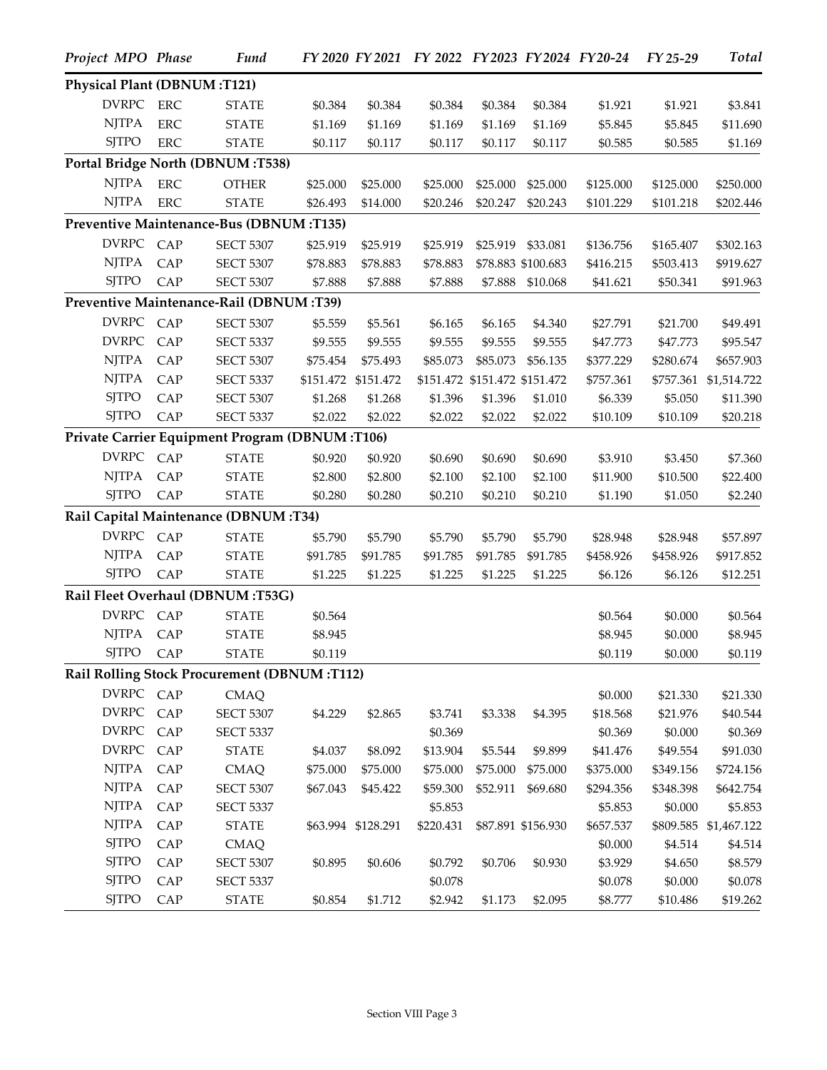| *Project MPO* | *Phase* | *Fund* | *FY 2020* | *FY 2021* | *FY 2022* | *FY2023* | *FY2024* | *FY20-24* | *FY 25-29* | *Total* |
|---|---|---|---|---|---|---|---|---|---|---|
| **Physical Plant (DBNUM :T121)** | | | | | | | | | | |
| DVRPC | ERC | STATE | $0.384 | $0.384 | $0.384 | $0.384 | $0.384 | $1.921 | $1.921 | $3.841 |
| NJTPA | ERC | STATE | $1.169 | $1.169 | $1.169 | $1.169 | $1.169 | $5.845 | $5.845 | $11.690 |
| SJTPO | ERC | STATE | $0.117 | $0.117 | $0.117 | $0.117 | $0.117 | $0.585 | $0.585 | $1.169 |
| **Portal Bridge North (DBNUM :T538)** | | | | | | | | | | |
| NJTPA | ERC | OTHER | $25.000 | $25.000 | $25.000 | $25.000 | $25.000 | $125.000 | $125.000 | $250.000 |
| NJTPA | ERC | STATE | $26.493 | $14.000 | $20.246 | $20.247 | $20.243 | $101.229 | $101.218 | $202.446 |
| **Preventive Maintenance-Bus (DBNUM :T135)** | | | | | | | | | | |
| DVRPC | CAP | SECT 5307 | $25.919 | $25.919 | $25.919 | $25.919 | $33.081 | $136.756 | $165.407 | $302.163 |
| NJTPA | CAP | SECT 5307 | $78.883 | $78.883 | $78.883 | $78.883 | $100.683 | $416.215 | $503.413 | $919.627 |
| SJTPO | CAP | SECT 5307 | $7.888 | $7.888 | $7.888 | $7.888 | $10.068 | $41.621 | $50.341 | $91.963 |
| **Preventive Maintenance-Rail (DBNUM :T39)** | | | | | | | | | | |
| DVRPC | CAP | SECT 5307 | $5.559 | $5.561 | $6.165 | $6.165 | $4.340 | $27.791 | $21.700 | $49.491 |
| DVRPC | CAP | SECT 5337 | $9.555 | $9.555 | $9.555 | $9.555 | $9.555 | $47.773 | $47.773 | $95.547 |
| NJTPA | CAP | SECT 5307 | $75.454 | $75.493 | $85.073 | $85.073 | $56.135 | $377.229 | $280.674 | $657.903 |
| NJTPA | CAP | SECT 5337 | $151.472 | $151.472 | $151.472 | $151.472 | $151.472 | $757.361 | $757.361 | $1,514.722 |
| SJTPO | CAP | SECT 5307 | $1.268 | $1.268 | $1.396 | $1.396 | $1.010 | $6.339 | $5.050 | $11.390 |
| SJTPO | CAP | SECT 5337 | $2.022 | $2.022 | $2.022 | $2.022 | $2.022 | $10.109 | $10.109 | $20.218 |
| **Private Carrier Equipment Program (DBNUM :T106)** | | | | | | | | | | |
| DVRPC | CAP | STATE | $0.920 | $0.920 | $0.690 | $0.690 | $0.690 | $3.910 | $3.450 | $7.360 |
| NJTPA | CAP | STATE | $2.800 | $2.800 | $2.100 | $2.100 | $2.100 | $11.900 | $10.500 | $22.400 |
| SJTPO | CAP | STATE | $0.280 | $0.280 | $0.210 | $0.210 | $0.210 | $1.190 | $1.050 | $2.240 |
| **Rail Capital Maintenance (DBNUM :T34)** | | | | | | | | | | |
| DVRPC | CAP | STATE | $5.790 | $5.790 | $5.790 | $5.790 | $5.790 | $28.948 | $28.948 | $57.897 |
| NJTPA | CAP | STATE | $91.785 | $91.785 | $91.785 | $91.785 | $91.785 | $458.926 | $458.926 | $917.852 |
| SJTPO | CAP | STATE | $1.225 | $1.225 | $1.225 | $1.225 | $1.225 | $6.126 | $6.126 | $12.251 |
| **Rail Fleet Overhaul (DBNUM :T53G)** | | | | | | | | | | |
| DVRPC | CAP | STATE | $0.564 | | | | | $0.564 | $0.000 | $0.564 |
| NJTPA | CAP | STATE | $8.945 | | | | | $8.945 | $0.000 | $8.945 |
| SJTPO | CAP | STATE | $0.119 | | | | | $0.119 | $0.000 | $0.119 |
| **Rail Rolling Stock Procurement (DBNUM :T112)** | | | | | | | | | | |
| DVRPC | CAP | CMAQ | | | | | | $0.000 | $21.330 | $21.330 |
| DVRPC | CAP | SECT 5307 | $4.229 | $2.865 | $3.741 | $3.338 | $4.395 | $18.568 | $21.976 | $40.544 |
| DVRPC | CAP | SECT 5337 | | | $0.369 | | | $0.369 | $0.000 | $0.369 |
| DVRPC | CAP | STATE | $4.037 | $8.092 | $13.904 | $5.544 | $9.899 | $41.476 | $49.554 | $91.030 |
| NJTPA | CAP | CMAQ | $75.000 | $75.000 | $75.000 | $75.000 | $75.000 | $375.000 | $349.156 | $724.156 |
| NJTPA | CAP | SECT 5307 | $67.043 | $45.422 | $59.300 | $52.911 | $69.680 | $294.356 | $348.398 | $642.754 |
| NJTPA | CAP | SECT 5337 | | | $5.853 | | | $5.853 | $0.000 | $5.853 |
| NJTPA | CAP | STATE | $63.994 | $128.291 | $220.431 | $87.891 | $156.930 | $657.537 | $809.585 | $1,467.122 |
| SJTPO | CAP | CMAQ | | | | | | $0.000 | $4.514 | $4.514 |
| SJTPO | CAP | SECT 5307 | $0.895 | $0.606 | $0.792 | $0.706 | $0.930 | $3.929 | $4.650 | $8.579 |
| SJTPO | CAP | SECT 5337 | | | $0.078 | | | $0.078 | $0.000 | $0.078 |
| SJTPO | CAP | STATE | $0.854 | $1.712 | $2.942 | $1.173 | $2.095 | $8.777 | $10.486 | $19.262 |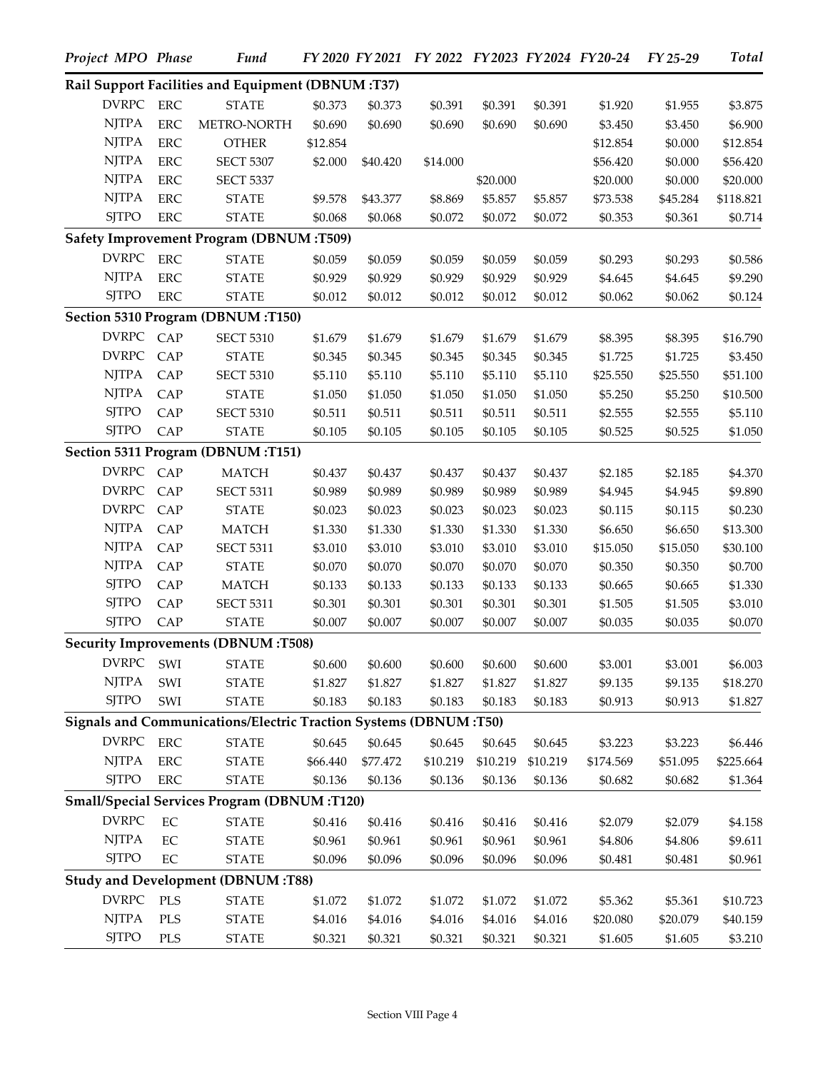| Project | MPO | Phase | Fund | FY 2020 | FY 2021 | FY 2022 | FY2023 | FY2024 | FY20-24 | FY 25-29 | Total |
|---|---|---|---|---|---|---|---|---|---|---|---|
| **Rail Support Facilities and Equipment (DBNUM :T37)** | | | | | | | | | | | |
| | DVRPC | ERC | STATE | $0.373 | $0.373 | $0.391 | $0.391 | $0.391 | $1.920 | $1.955 | $3.875 |
| | NJTPA | ERC | METRO-NORTH | $0.690 | $0.690 | $0.690 | $0.690 | $0.690 | $3.450 | $3.450 | $6.900 |
| | NJTPA | ERC | OTHER | $12.854 | | | | | $12.854 | $0.000 | $12.854 |
| | NJTPA | ERC | SECT 5307 | $2.000 | $40.420 | $14.000 | | | $56.420 | $0.000 | $56.420 |
| | NJTPA | ERC | SECT 5337 | | | | $20.000 | | $20.000 | $0.000 | $20.000 |
| | NJTPA | ERC | STATE | $9.578 | $43.377 | $8.869 | $5.857 | $5.857 | $73.538 | $45.284 | $118.821 |
| | SJTPO | ERC | STATE | $0.068 | $0.068 | $0.072 | $0.072 | $0.072 | $0.353 | $0.361 | $0.714 |
| **Safety Improvement Program (DBNUM :T509)** | | | | | | | | | | | |
| | DVRPC | ERC | STATE | $0.059 | $0.059 | $0.059 | $0.059 | $0.059 | $0.293 | $0.293 | $0.586 |
| | NJTPA | ERC | STATE | $0.929 | $0.929 | $0.929 | $0.929 | $0.929 | $4.645 | $4.645 | $9.290 |
| | SJTPO | ERC | STATE | $0.012 | $0.012 | $0.012 | $0.012 | $0.012 | $0.062 | $0.062 | $0.124 |
| **Section 5310 Program (DBNUM :T150)** | | | | | | | | | | | |
| | DVRPC | CAP | SECT 5310 | $1.679 | $1.679 | $1.679 | $1.679 | $1.679 | $8.395 | $8.395 | $16.790 |
| | DVRPC | CAP | STATE | $0.345 | $0.345 | $0.345 | $0.345 | $0.345 | $1.725 | $1.725 | $3.450 |
| | NJTPA | CAP | SECT 5310 | $5.110 | $5.110 | $5.110 | $5.110 | $5.110 | $25.550 | $25.550 | $51.100 |
| | NJTPA | CAP | STATE | $1.050 | $1.050 | $1.050 | $1.050 | $1.050 | $5.250 | $5.250 | $10.500 |
| | SJTPO | CAP | SECT 5310 | $0.511 | $0.511 | $0.511 | $0.511 | $0.511 | $2.555 | $2.555 | $5.110 |
| | SJTPO | CAP | STATE | $0.105 | $0.105 | $0.105 | $0.105 | $0.105 | $0.525 | $0.525 | $1.050 |
| **Section 5311 Program (DBNUM :T151)** | | | | | | | | | | | |
| | DVRPC | CAP | MATCH | $0.437 | $0.437 | $0.437 | $0.437 | $0.437 | $2.185 | $2.185 | $4.370 |
| | DVRPC | CAP | SECT 5311 | $0.989 | $0.989 | $0.989 | $0.989 | $0.989 | $4.945 | $4.945 | $9.890 |
| | DVRPC | CAP | STATE | $0.023 | $0.023 | $0.023 | $0.023 | $0.023 | $0.115 | $0.115 | $0.230 |
| | NJTPA | CAP | MATCH | $1.330 | $1.330 | $1.330 | $1.330 | $1.330 | $6.650 | $6.650 | $13.300 |
| | NJTPA | CAP | SECT 5311 | $3.010 | $3.010 | $3.010 | $3.010 | $3.010 | $15.050 | $15.050 | $30.100 |
| | NJTPA | CAP | STATE | $0.070 | $0.070 | $0.070 | $0.070 | $0.070 | $0.350 | $0.350 | $0.700 |
| | SJTPO | CAP | MATCH | $0.133 | $0.133 | $0.133 | $0.133 | $0.133 | $0.665 | $0.665 | $1.330 |
| | SJTPO | CAP | SECT 5311 | $0.301 | $0.301 | $0.301 | $0.301 | $0.301 | $1.505 | $1.505 | $3.010 |
| | SJTPO | CAP | STATE | $0.007 | $0.007 | $0.007 | $0.007 | $0.007 | $0.035 | $0.035 | $0.070 |
| **Security Improvements (DBNUM :T508)** | | | | | | | | | | | |
| | DVRPC | SWI | STATE | $0.600 | $0.600 | $0.600 | $0.600 | $0.600 | $3.001 | $3.001 | $6.003 |
| | NJTPA | SWI | STATE | $1.827 | $1.827 | $1.827 | $1.827 | $1.827 | $9.135 | $9.135 | $18.270 |
| | SJTPO | SWI | STATE | $0.183 | $0.183 | $0.183 | $0.183 | $0.183 | $0.913 | $0.913 | $1.827 |
| **Signals and Communications/Electric Traction Systems (DBNUM :T50)** | | | | | | | | | | | |
| | DVRPC | ERC | STATE | $0.645 | $0.645 | $0.645 | $0.645 | $0.645 | $3.223 | $3.223 | $6.446 |
| | NJTPA | ERC | STATE | $66.440 | $77.472 | $10.219 | $10.219 | $10.219 | $174.569 | $51.095 | $225.664 |
| | SJTPO | ERC | STATE | $0.136 | $0.136 | $0.136 | $0.136 | $0.136 | $0.682 | $0.682 | $1.364 |
| **Small/Special Services Program (DBNUM :T120)** | | | | | | | | | | | |
| | DVRPC | EC | STATE | $0.416 | $0.416 | $0.416 | $0.416 | $0.416 | $2.079 | $2.079 | $4.158 |
| | NJTPA | EC | STATE | $0.961 | $0.961 | $0.961 | $0.961 | $0.961 | $4.806 | $4.806 | $9.611 |
| | SJTPO | EC | STATE | $0.096 | $0.096 | $0.096 | $0.096 | $0.096 | $0.481 | $0.481 | $0.961 |
| **Study and Development (DBNUM :T88)** | | | | | | | | | | | |
| | DVRPC | PLS | STATE | $1.072 | $1.072 | $1.072 | $1.072 | $1.072 | $5.362 | $5.361 | $10.723 |
| | NJTPA | PLS | STATE | $4.016 | $4.016 | $4.016 | $4.016 | $4.016 | $20.080 | $20.079 | $40.159 |
| | SJTPO | PLS | STATE | $0.321 | $0.321 | $0.321 | $0.321 | $0.321 | $1.605 | $1.605 | $3.210 |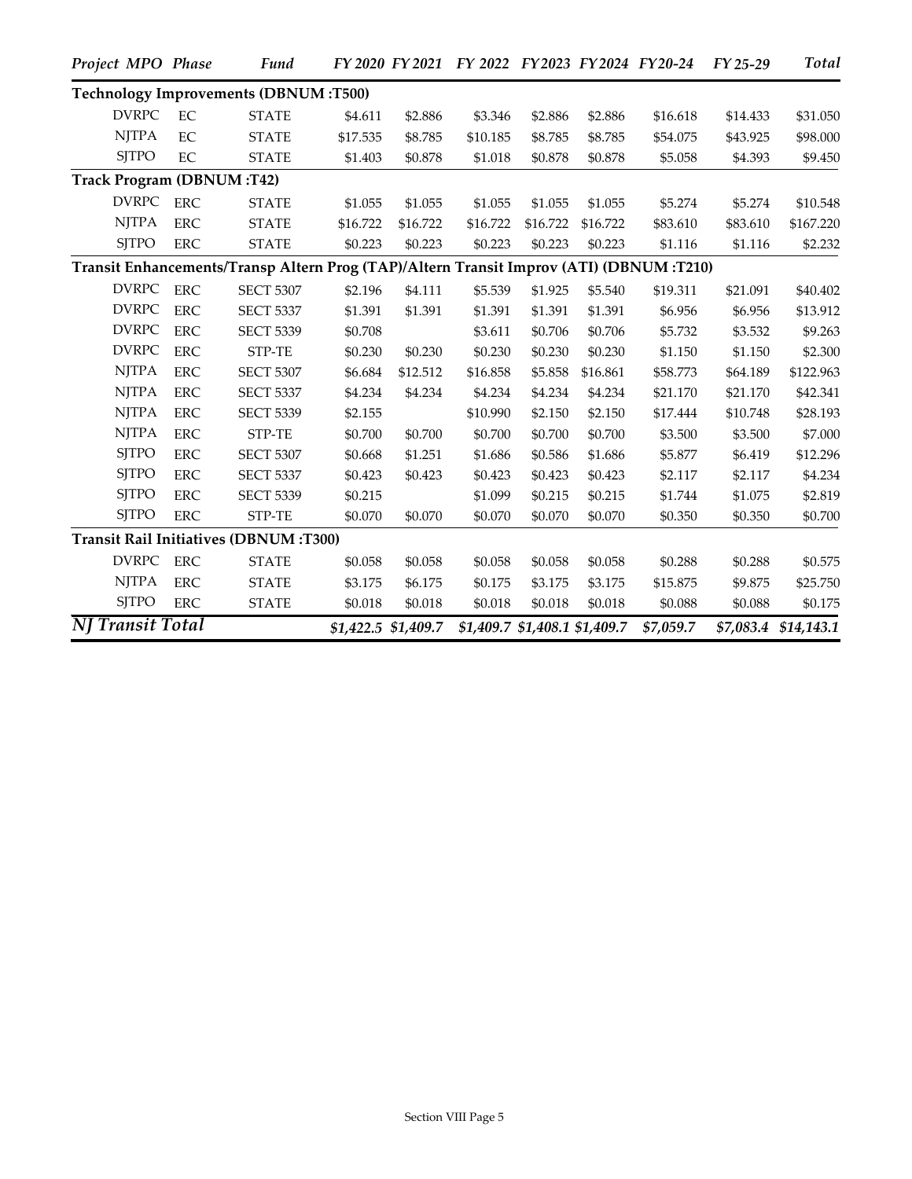| *Project* | *MPO* | *Phase* | *Fund* | *FY 2020* | *FY 2021* | *FY 2022* | *FY2023* | *FY2024* | *FY20-24* | *FY 25-29* | *Total* |
|---|---|---|---|---|---|---|---|---|---|---|---|
| **Technology Improvements (DBNUM :T500)** | | | | | | | | | | | |
| | DVRPC | EC | STATE | $4.611 | $2.886 | $3.346 | $2.886 | $2.886 | $16.618 | $14.433 | $31.050 |
| | NJTPA | EC | STATE | $17.535 | $8.785 | $10.185 | $8.785 | $8.785 | $54.075 | $43.925 | $98.000 |
| | SJTPO | EC | STATE | $1.403 | $0.878 | $1.018 | $0.878 | $0.878 | $5.058 | $4.393 | $9.450 |
| **Track Program (DBNUM :T42)** | | | | | | | | | | | |
| | DVRPC | ERC | STATE | $1.055 | $1.055 | $1.055 | $1.055 | $1.055 | $5.274 | $5.274 | $10.548 |
| | NJTPA | ERC | STATE | $16.722 | $16.722 | $16.722 | $16.722 | $16.722 | $83.610 | $83.610 | $167.220 |
| | SJTPO | ERC | STATE | $0.223 | $0.223 | $0.223 | $0.223 | $0.223 | $1.116 | $1.116 | $2.232 |
| **Transit Enhancements/Transp Altern Prog (TAP)/Altern Transit Improv (ATI) (DBNUM :T210)** | | | | | | | | | | | |
| | DVRPC | ERC | SECT 5307 | $2.196 | $4.111 | $5.539 | $1.925 | $5.540 | $19.311 | $21.091 | $40.402 |
| | DVRPC | ERC | SECT 5337 | $1.391 | $1.391 | $1.391 | $1.391 | $1.391 | $6.956 | $6.956 | $13.912 |
| | DVRPC | ERC | SECT 5339 | $0.708 | | $3.611 | $0.706 | $0.706 | $5.732 | $3.532 | $9.263 |
| | DVRPC | ERC | STP-TE | $0.230 | $0.230 | $0.230 | $0.230 | $0.230 | $1.150 | $1.150 | $2.300 |
| | NJTPA | ERC | SECT 5307 | $6.684 | $12.512 | $16.858 | $5.858 | $16.861 | $58.773 | $64.189 | $122.963 |
| | NJTPA | ERC | SECT 5337 | $4.234 | $4.234 | $4.234 | $4.234 | $4.234 | $21.170 | $21.170 | $42.341 |
| | NJTPA | ERC | SECT 5339 | $2.155 | | $10.990 | $2.150 | $2.150 | $17.444 | $10.748 | $28.193 |
| | NJTPA | ERC | STP-TE | $0.700 | $0.700 | $0.700 | $0.700 | $0.700 | $3.500 | $3.500 | $7.000 |
| | SJTPO | ERC | SECT 5307 | $0.668 | $1.251 | $1.686 | $0.586 | $1.686 | $5.877 | $6.419 | $12.296 |
| | SJTPO | ERC | SECT 5337 | $0.423 | $0.423 | $0.423 | $0.423 | $0.423 | $2.117 | $2.117 | $4.234 |
| | SJTPO | ERC | SECT 5339 | $0.215 | | $1.099 | $0.215 | $0.215 | $1.744 | $1.075 | $2.819 |
| | SJTPO | ERC | STP-TE | $0.070 | $0.070 | $0.070 | $0.070 | $0.070 | $0.350 | $0.350 | $0.700 |
| **Transit Rail Initiatives (DBNUM :T300)** | | | | | | | | | | | |
| | DVRPC | ERC | STATE | $0.058 | $0.058 | $0.058 | $0.058 | $0.058 | $0.288 | $0.288 | $0.575 |
| | NJTPA | ERC | STATE | $3.175 | $6.175 | $0.175 | $3.175 | $3.175 | $15.875 | $9.875 | $25.750 |
| | SJTPO | ERC | STATE | $0.018 | $0.018 | $0.018 | $0.018 | $0.018 | $0.088 | $0.088 | $0.175 |
| ***NJ Transit Total*** | | | | *$1,422.5* | *$1,409.7* | *$1,409.7* | *$1,408.1* | *$1,409.7* | *$7,059.7* | *$7,083.4* | *$14,143.1* |